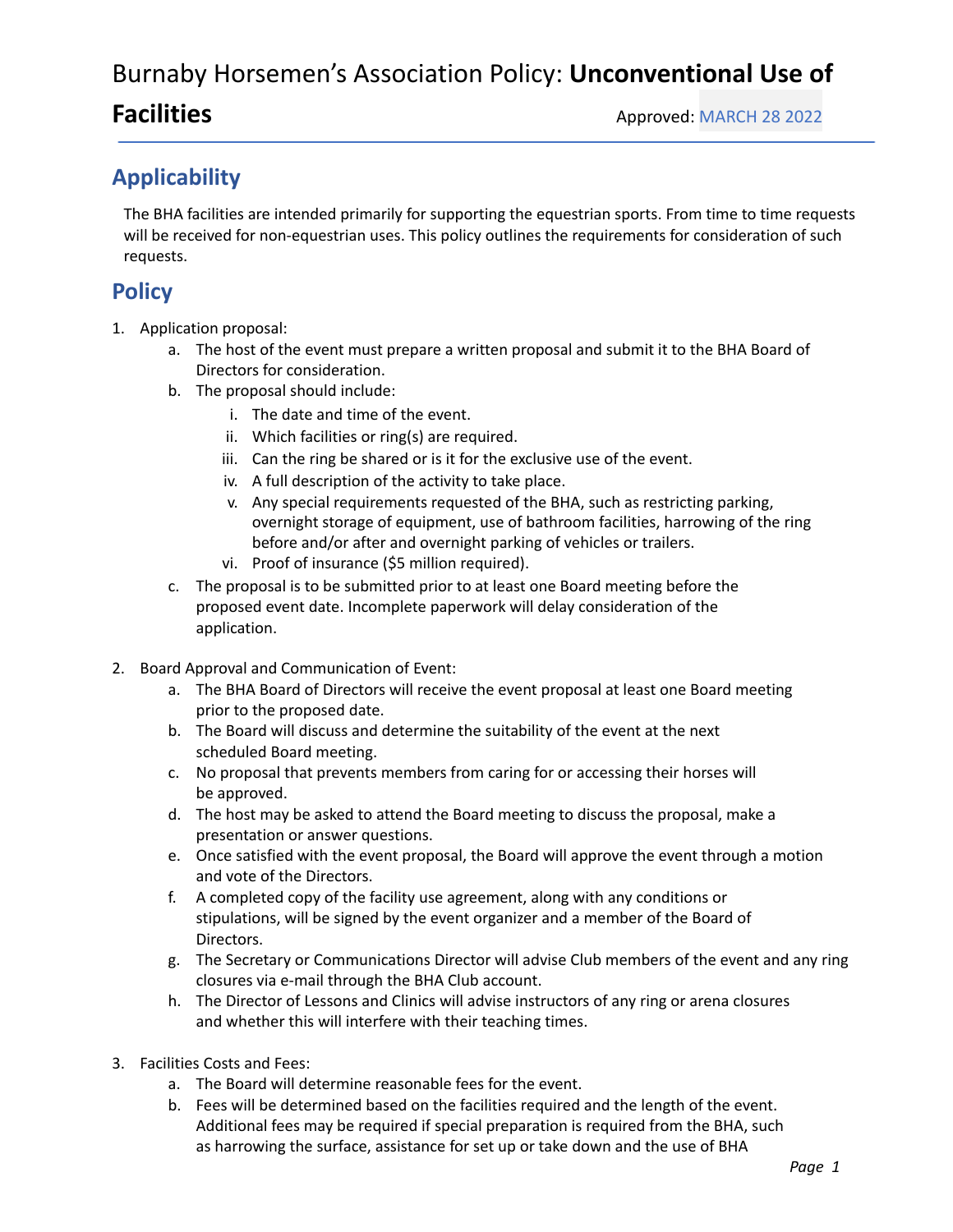# Burnaby Horsemen's Association Policy: **Unconventional Use of Facilities**

Approved: MARCH 28 2022

## Applicability

The BHA facilities are intended primarily for supporting the equestrian sports. From time to time requests will be received for non-equestrian uses. This policy outlines the requirements for consideration of such requests.

## Policy

1. Application proposal:
    a. The host of the event must prepare a written proposal and submit it to the BHA Board of Directors for consideration.
    b. The proposal should include:
        i. The date and time of the event.
        ii. Which facilities or ring(s) are required.
        iii. Can the ring be shared or is it for the exclusive use of the event.
        iv. A full description of the activity to take place.
        v. Any special requirements requested of the BHA, such as restricting parking, overnight storage of equipment, use of bathroom facilities, harrowing of the ring before and/or after and overnight parking of vehicles or trailers.
        vi. Proof of insurance ($5 million required).
    c. The proposal is to be submitted prior to at least one Board meeting before the proposed event date. Incomplete paperwork will delay consideration of the application.

2. Board Approval and Communication of Event:
    a. The BHA Board of Directors will receive the event proposal at least one Board meeting prior to the proposed date.
    b. The Board will discuss and determine the suitability of the event at the next scheduled Board meeting.
    c. No proposal that prevents members from caring for or accessing their horses will be approved.
    d. The host may be asked to attend the Board meeting to discuss the proposal, make a presentation or answer questions.
    e. Once satisfied with the event proposal, the Board will approve the event through a motion and vote of the Directors.
    f. A completed copy of the facility use agreement, along with any conditions or stipulations, will be signed by the event organizer and a member of the Board of Directors.
    g. The Secretary or Communications Director will advise Club members of the event and any ring closures via e-mail through the BHA Club account.
    h. The Director of Lessons and Clinics will advise instructors of any ring or arena closures and whether this will interfere with their teaching times.

3. Facilities Costs and Fees:
    a. The Board will determine reasonable fees for the event.
    b. Fees will be determined based on the facilities required and the length of the event. Additional fees may be required if special preparation is required from the BHA, such as harrowing the surface, assistance for set up or take down and the use of BHA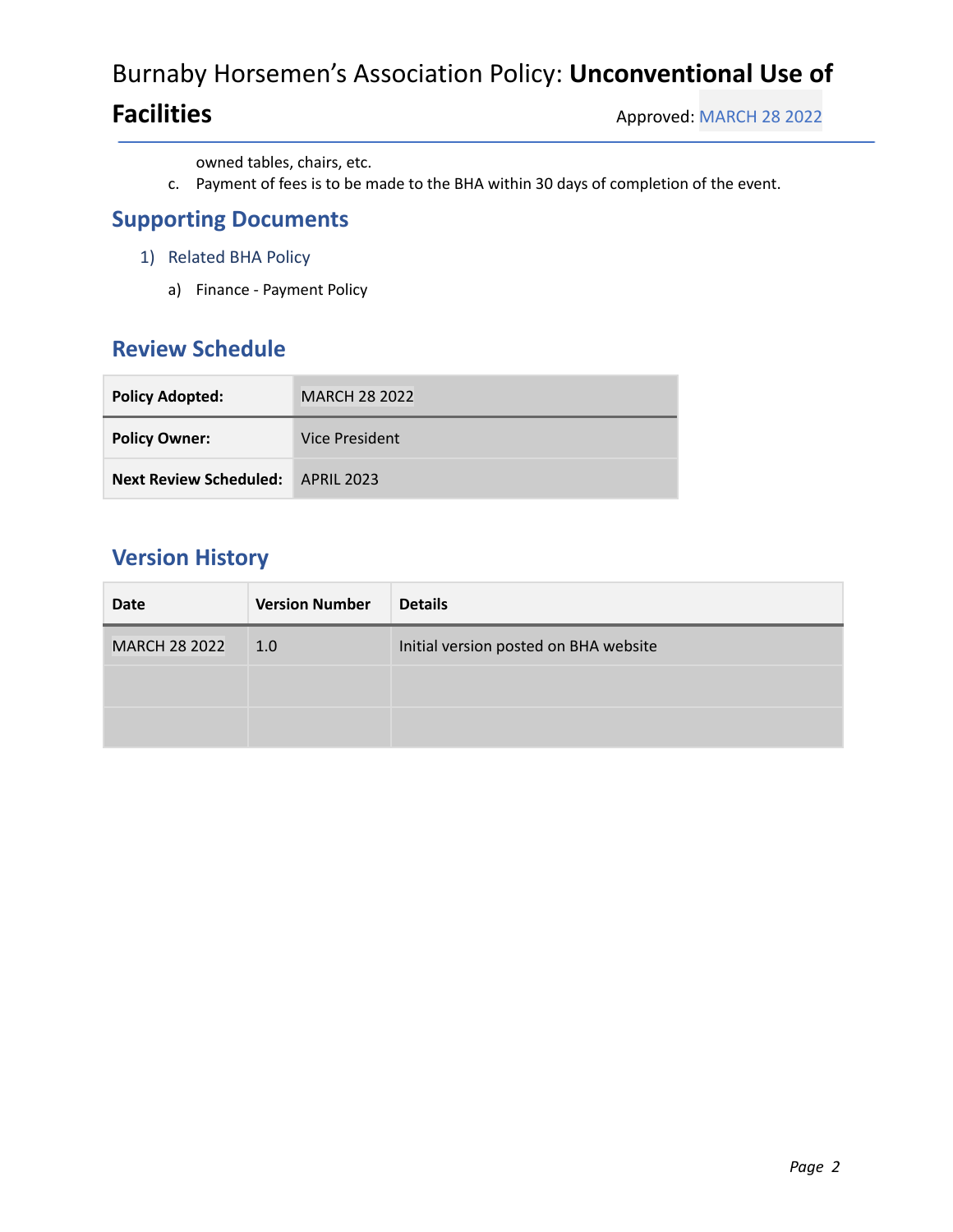owned tables, chairs, etc.

c. Payment of fees is to be made to the BHA within 30 days of completion of the event.

## Supporting Documents

1) Related BHA Policy

   a) Finance - Payment Policy

## Review Schedule

| | |
|---|---|
| **Policy Adopted:** | MARCH 28 2022 |
| **Policy Owner:** | Vice President |
| **Next Review Scheduled:** | APRIL 2023 |

## Version History

| Date | Version Number | Details |
|---|---|---|
| MARCH 28 2022 | 1.0 | Initial version posted on BHA website |
| | | |
| | | |